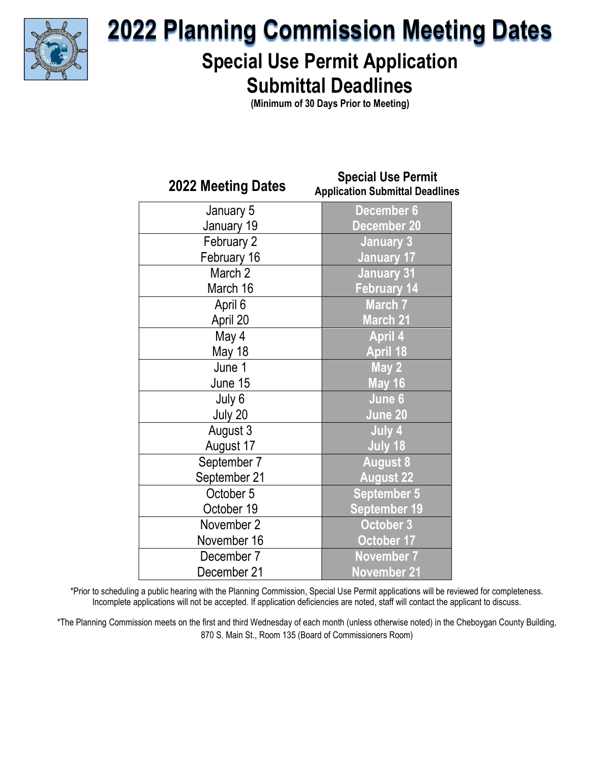# 2022 Planning Commission Meeting Dates

## Special Use Permit Application Submittal Deadlines

**(Minimum of 30 Days Prior to Meeting)**

| 2022 Meeting Dates | Special Use Permit Application Submittal Deadlines |
|---|---|
| January 5 | December 6 |
| January 19 | December 20 |
| February 2 | January 3 |
| February 16 | January 17 |
| March 2 | January 31 |
| March 16 | February 14 |
| April 6 | March 7 |
| April 20 | March 21 |
| May 4 | April 4 |
| May 18 | April 18 |
| June 1 | May 2 |
| June 15 | May 16 |
| July 6 | June 6 |
| July 20 | June 20 |
| August 3 | July 4 |
| August 17 | July 18 |
| September 7 | August 8 |
| September 21 | August 22 |
| October 5 | September 5 |
| October 19 | September 19 |
| November 2 | October 3 |
| November 16 | October 17 |
| December 7 | November 7 |
| December 21 | November 21 |

*Prior to scheduling a public hearing with the Planning Commission, Special Use Permit applications will be reviewed for completeness. Incomplete applications will not be accepted. If application deficiencies are noted, staff will contact the applicant to discuss.

*The Planning Commission meets on the first and third Wednesday of each month (unless otherwise noted) in the Cheboygan County Building, 870 S. Main St., Room 135 (Board of Commissioners Room)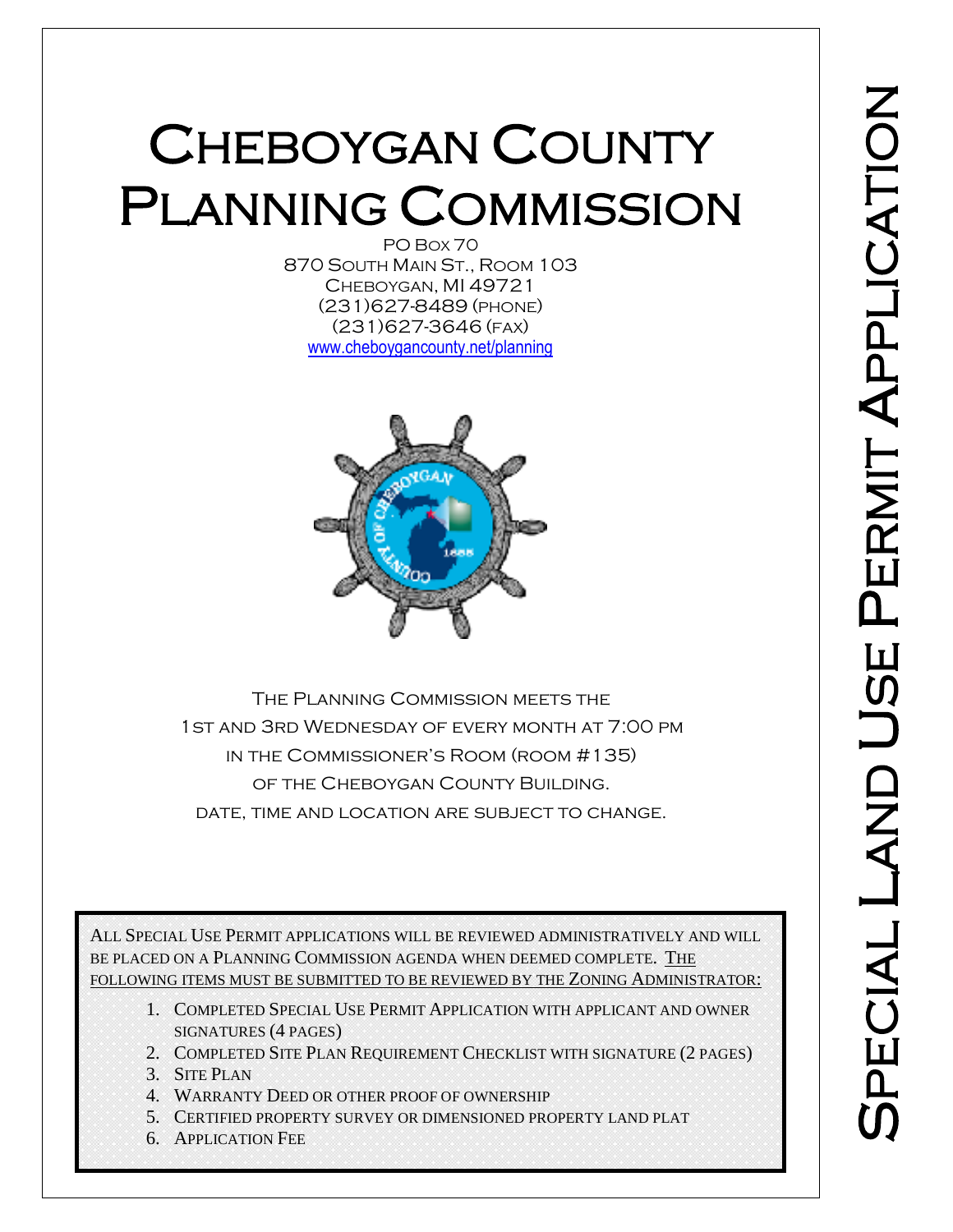# Cheboygan County Planning Commission

PO Box 70
870 South Main St., Room 103
Cheboygan, MI 49721
(231)627-8489 (phone)
(231)627-3646 (fax)
[www.cheboygancounty.net/planning](http://www.cheboygancounty.net/planning)

The Planning Commission meets the
1st and 3rd Wednesday of every month at 7:00 pm
in the Commissioner's Room (room #135)
of the Cheboygan County Building.
date, time and location are subject to change.

All Special Use Permit applications will be reviewed administratively and will be placed on a Planning Commission agenda when deemed complete. The following items must be submitted to be reviewed by the Zoning Administrator:

1. Completed Special Use Permit Application with applicant and owner signatures (4 pages)
2. Completed Site Plan Requirement Checklist with signature (2 pages)
3. Site Plan
4. Warranty Deed or other proof of ownership
5. Certified property survey or dimensioned property land plat
6. Application Fee

# Special Land Use Permit Application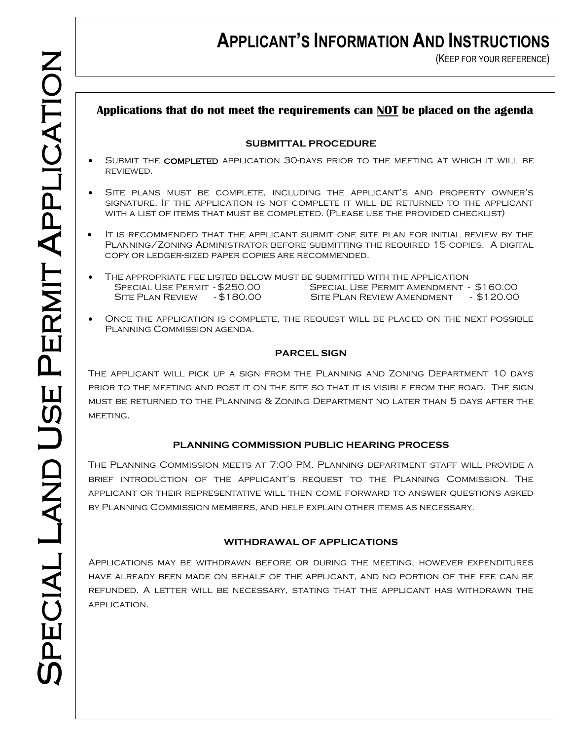# Special Land Use Permit Application

## Applicant's Information And Instructions

(Keep for your reference)

**Applications that do not meet the requirements can NOT be placed on the agenda**

### SUBMITTAL PROCEDURE

- Submit the **completed** application 30-days prior to the meeting at which it will be reviewed.
- Site plans must be complete, including the applicant's and property owner's signature. If the application is not complete it will be returned to the applicant with a list of items that must be completed. (Please use the provided checklist)
- It is recommended that the applicant submit one site plan for initial review by the Planning/Zoning Administrator before submitting the required 15 copies. A digital copy or ledger-sized paper copies are recommended.
- The appropriate fee listed below must be submitted with the application

| | | | |
|---|---|---|---|
| Special Use Permit | - $250.00 | Special Use Permit Amendment | - $160.00 |
| Site Plan Review | - $180.00 | Site Plan Review Amendment | - $120.00 |

- Once the application is complete, the request will be placed on the next possible Planning Commission agenda.

### PARCEL SIGN

The applicant will pick up a sign from the Planning and Zoning Department 10 days prior to the meeting and post it on the site so that it is visible from the road. The sign must be returned to the Planning & Zoning Department no later than 5 days after the meeting.

### PLANNING COMMISSION PUBLIC HEARING PROCESS

The Planning Commission meets at 7:00 PM. Planning department staff will provide a brief introduction of the applicant's request to the Planning Commission. The applicant or their representative will then come forward to answer questions asked by Planning Commission members, and help explain other items as necessary.

### WITHDRAWAL OF APPLICATIONS

Applications may be withdrawn before or during the meeting, however expenditures have already been made on behalf of the applicant, and no portion of the fee can be refunded. A letter will be necessary, stating that the applicant has withdrawn the application.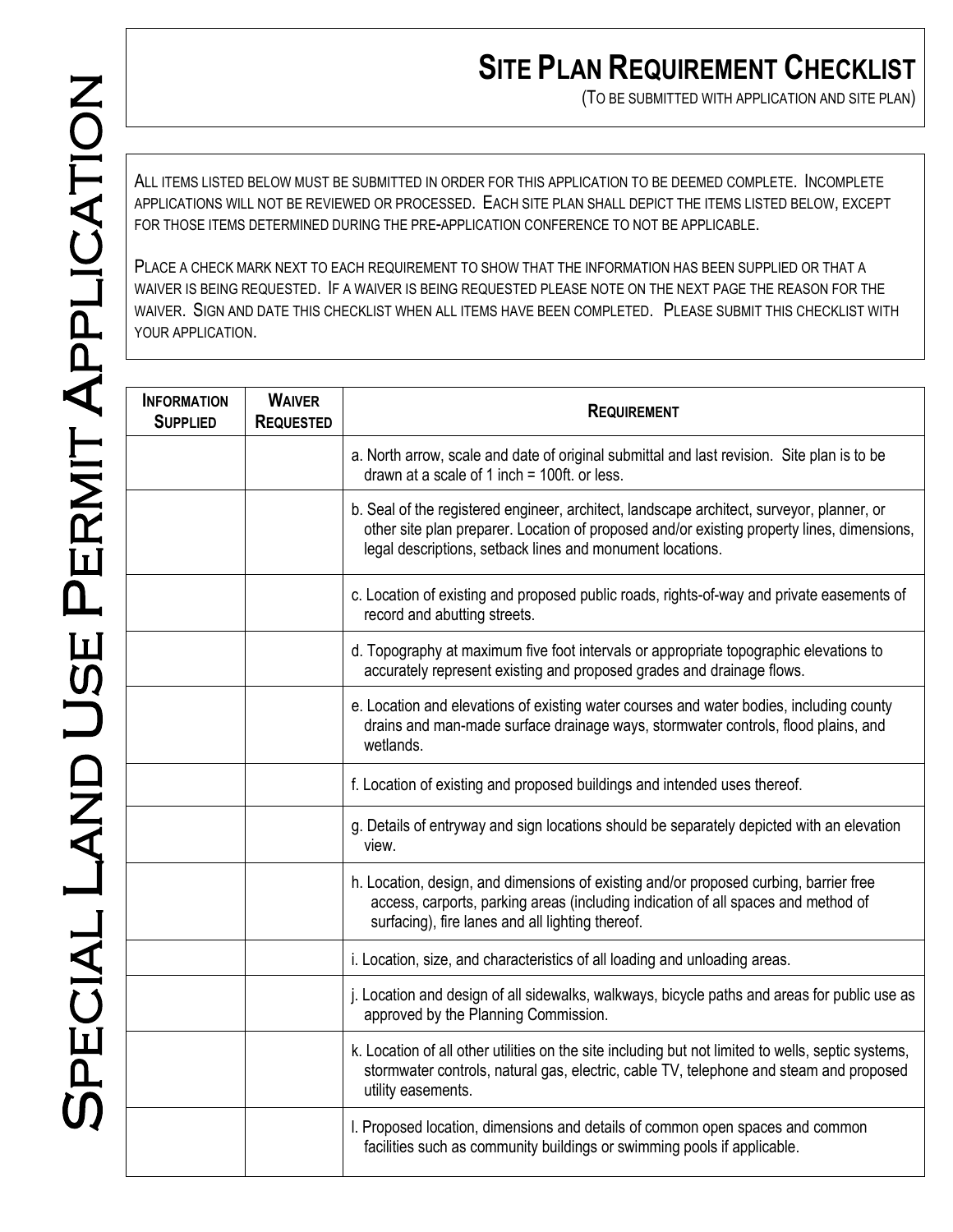# Special Land Use Permit Application

## Site Plan Requirement Checklist

(To be submitted with application and site plan)

All items listed below must be submitted in order for this application to be deemed complete. Incomplete applications will not be reviewed or processed. Each site plan shall depict the items listed below, except for those items determined during the pre-application conference to not be applicable.

Place a check mark next to each requirement to show that the information has been supplied or that a waiver is being requested. If a waiver is being requested please note on the next page the reason for the waiver. Sign and date this checklist when all items have been completed. Please submit this checklist with your application.

| Information Supplied | Waiver Requested | Requirement |
| --- | --- | --- |
| | | a. North arrow, scale and date of original submittal and last revision. Site plan is to be drawn at a scale of 1 inch = 100ft. or less. |
| | | b. Seal of the registered engineer, architect, landscape architect, surveyor, planner, or other site plan preparer. Location of proposed and/or existing property lines, dimensions, legal descriptions, setback lines and monument locations. |
| | | c. Location of existing and proposed public roads, rights-of-way and private easements of record and abutting streets. |
| | | d. Topography at maximum five foot intervals or appropriate topographic elevations to accurately represent existing and proposed grades and drainage flows. |
| | | e. Location and elevations of existing water courses and water bodies, including county drains and man-made surface drainage ways, stormwater controls, flood plains, and wetlands. |
| | | f. Location of existing and proposed buildings and intended uses thereof. |
| | | g. Details of entryway and sign locations should be separately depicted with an elevation view. |
| | | h. Location, design, and dimensions of existing and/or proposed curbing, barrier free access, carports, parking areas (including indication of all spaces and method of surfacing), fire lanes and all lighting thereof. |
| | | i. Location, size, and characteristics of all loading and unloading areas. |
| | | j. Location and design of all sidewalks, walkways, bicycle paths and areas for public use as approved by the Planning Commission. |
| | | k. Location of all other utilities on the site including but not limited to wells, septic systems, stormwater controls, natural gas, electric, cable TV, telephone and steam and proposed utility easements. |
| | | l. Proposed location, dimensions and details of common open spaces and common facilities such as community buildings or swimming pools if applicable. |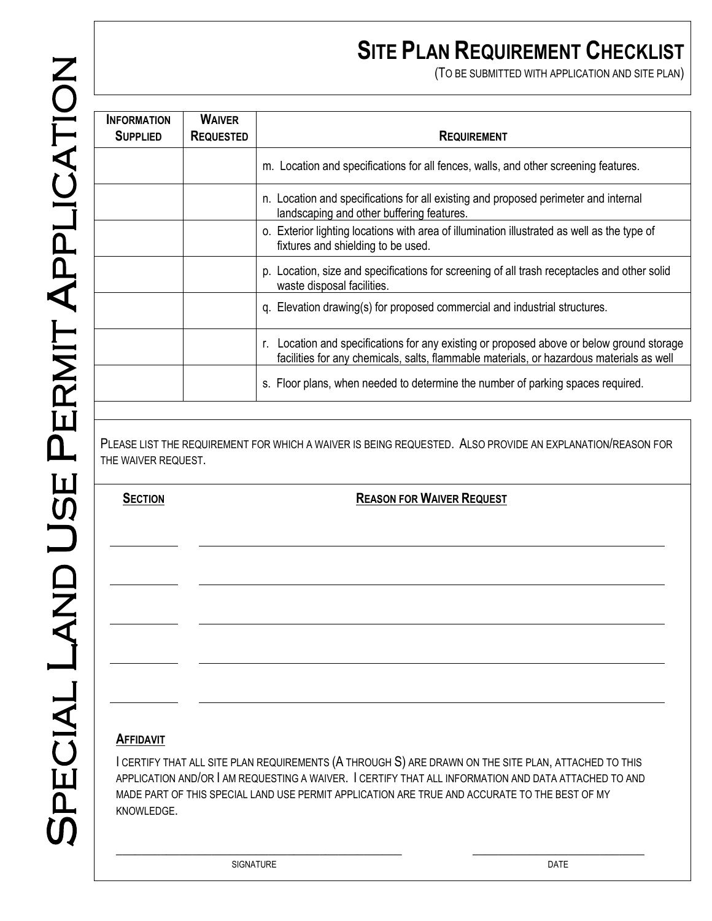# SPECIAL LAND USE PERMIT APPLICATION

## SITE PLAN REQUIREMENT CHECKLIST

(TO BE SUBMITTED WITH APPLICATION AND SITE PLAN)

| INFORMATION SUPPLIED | WAIVER REQUESTED | REQUIREMENT |
|---|---|---|
| | | m. Location and specifications for all fences, walls, and other screening features. |
| | | n. Location and specifications for all existing and proposed perimeter and internal landscaping and other buffering features. |
| | | o. Exterior lighting locations with area of illumination illustrated as well as the type of fixtures and shielding to be used. |
| | | p. Location, size and specifications for screening of all trash receptacles and other solid waste disposal facilities. |
| | | q. Elevation drawing(s) for proposed commercial and industrial structures. |
| | | r. Location and specifications for any existing or proposed above or below ground storage facilities for any chemicals, salts, flammable materials, or hazardous materials as well |
| | | s. Floor plans, when needed to determine the number of parking spaces required. |

PLEASE LIST THE REQUIREMENT FOR WHICH A WAIVER IS BEING REQUESTED. ALSO PROVIDE AN EXPLANATION/REASON FOR THE WAIVER REQUEST.

| SECTION | REASON FOR WAIVER REQUEST |
|---|---|
| __________ | ______________________________________________ |
| __________ | ______________________________________________ |
| __________ | ______________________________________________ |
| __________ | ______________________________________________ |
| __________ | ______________________________________________ |

**AFFIDAVIT**

I CERTIFY THAT ALL SITE PLAN REQUIREMENTS (A THROUGH S) ARE DRAWN ON THE SITE PLAN, ATTACHED TO THIS APPLICATION AND/OR I AM REQUESTING A WAIVER. I CERTIFY THAT ALL INFORMATION AND DATA ATTACHED TO AND MADE PART OF THIS SPECIAL LAND USE PERMIT APPLICATION ARE TRUE AND ACCURATE TO THE BEST OF MY KNOWLEDGE.

_______________________________________ SIGNATURE

_______________________ DATE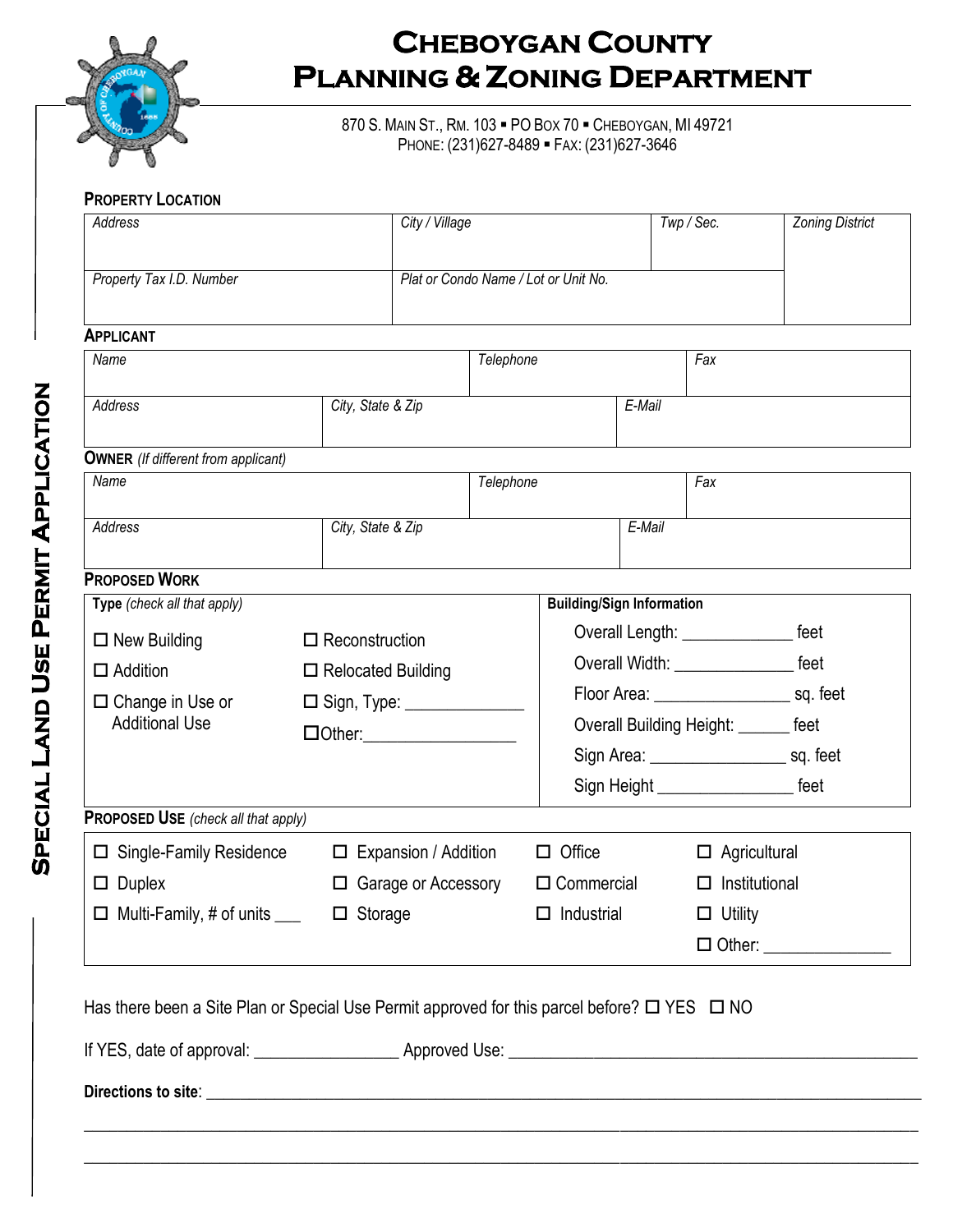# Cheboygan County Planning & Zoning Department

870 S. Main St., Rm. 103 ▪ PO Box 70 ▪ Cheboygan, MI 49721
Phone: (231)627-8489 ▪ Fax: (231)627-3646

## Special Land Use Permit Application

### Property Location

| *Address* | *City / Village* | *Twp / Sec.* | *Zoning District* |
|---|---|---|---|
| *Property Tax I.D. Number* | *Plat or Condo Name / Lot or Unit No.* | | |

### Applicant

| *Name* | *Telephone* | *Fax* |
|---|---|---|
| *Address* | *City, State & Zip* | *E-Mail* |

### Owner *(If different from applicant)*

| *Name* | *Telephone* | *Fax* |
|---|---|---|
| *Address* | *City, State & Zip* | *E-Mail* |

### Proposed Work

**Type** *(check all that apply)*

- ☐ New Building
- ☐ Addition
- ☐ Change in Use or Additional Use
- ☐ Reconstruction
- ☐ Relocated Building
- ☐ Sign, Type: ______________
- ☐ Other: _________________

**Building/Sign Information**

- Overall Length: _____________ feet
- Overall Width: ______________ feet
- Floor Area: ________________ sq. feet
- Overall Building Height: ______ feet
- Sign Area: ________________ sq. feet
- Sign Height ________________ feet

### Proposed Use *(check all that apply)*

- ☐ Single-Family Residence
- ☐ Duplex
- ☐ Multi-Family, # of units ___
- ☐ Expansion / Addition
- ☐ Garage or Accessory
- ☐ Storage
- ☐ Office
- ☐ Commercial
- ☐ Industrial
- ☐ Agricultural
- ☐ Institutional
- ☐ Utility
- ☐ Other: ______________

Has there been a Site Plan or Special Use Permit approved for this parcel before? ☐ YES ☐ NO

If YES, date of approval: ________________ Approved Use: ____________________________________________

**Directions to site**: ______________________________________________________________________________

_____________________________________________________________________________________________

_____________________________________________________________________________________________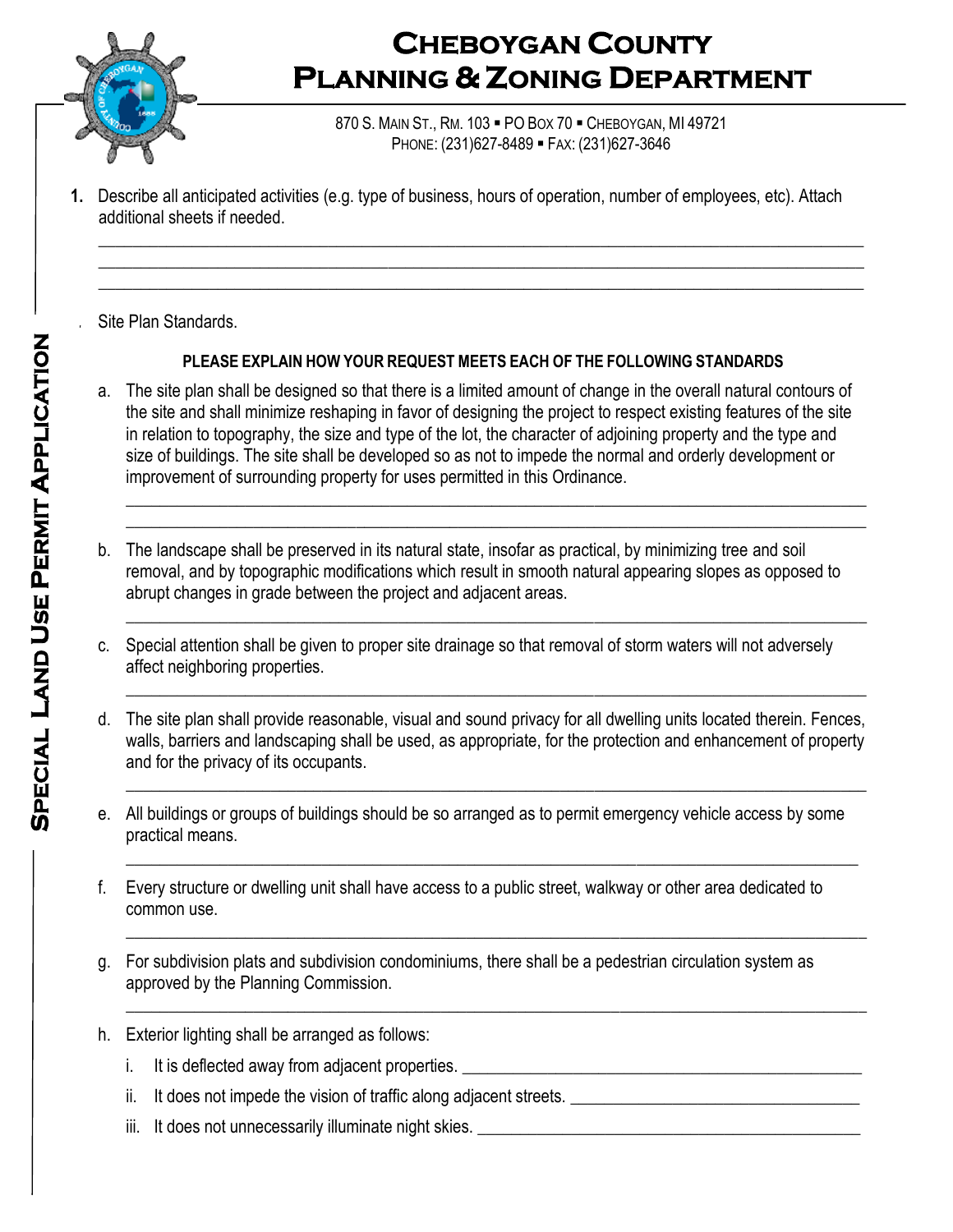# Cheboygan County Planning & Zoning Department

870 S. Main St., Rm. 103 ▪ PO Box 70 ▪ Cheboygan, MI 49721
Phone: (231)627-8489 ▪ Fax: (231)627-3646

**Special Land Use Permit Application**

**1.** Describe all anticipated activities (e.g. type of business, hours of operation, number of employees, etc). Attach additional sheets if needed.

______________________________________________________________________________
______________________________________________________________________________
______________________________________________________________________________

Site Plan Standards.

**PLEASE EXPLAIN HOW YOUR REQUEST MEETS EACH OF THE FOLLOWING STANDARDS**

a. The site plan shall be designed so that there is a limited amount of change in the overall natural contours of the site and shall minimize reshaping in favor of designing the project to respect existing features of the site in relation to topography, the size and type of the lot, the character of adjoining property and the type and size of buildings. The site shall be developed so as not to impede the normal and orderly development or improvement of surrounding property for uses permitted in this Ordinance.

______________________________________________________________________________
______________________________________________________________________________

b. The landscape shall be preserved in its natural state, insofar as practical, by minimizing tree and soil removal, and by topographic modifications which result in smooth natural appearing slopes as opposed to abrupt changes in grade between the project and adjacent areas.

______________________________________________________________________________

c. Special attention shall be given to proper site drainage so that removal of storm waters will not adversely affect neighboring properties.

______________________________________________________________________________

d. The site plan shall provide reasonable, visual and sound privacy for all dwelling units located therein. Fences, walls, barriers and landscaping shall be used, as appropriate, for the protection and enhancement of property and for the privacy of its occupants.

______________________________________________________________________________

e. All buildings or groups of buildings should be so arranged as to permit emergency vehicle access by some practical means.

______________________________________________________________________________

f. Every structure or dwelling unit shall have access to a public street, walkway or other area dedicated to common use.

______________________________________________________________________________

g. For subdivision plats and subdivision condominiums, there shall be a pedestrian circulation system as approved by the Planning Commission.

______________________________________________________________________________

h. Exterior lighting shall be arranged as follows:

i. It is deflected away from adjacent properties. ______________________________________________

ii. It does not impede the vision of traffic along adjacent streets. ________________________________

iii. It does not unnecessarily illuminate night skies. ____________________________________________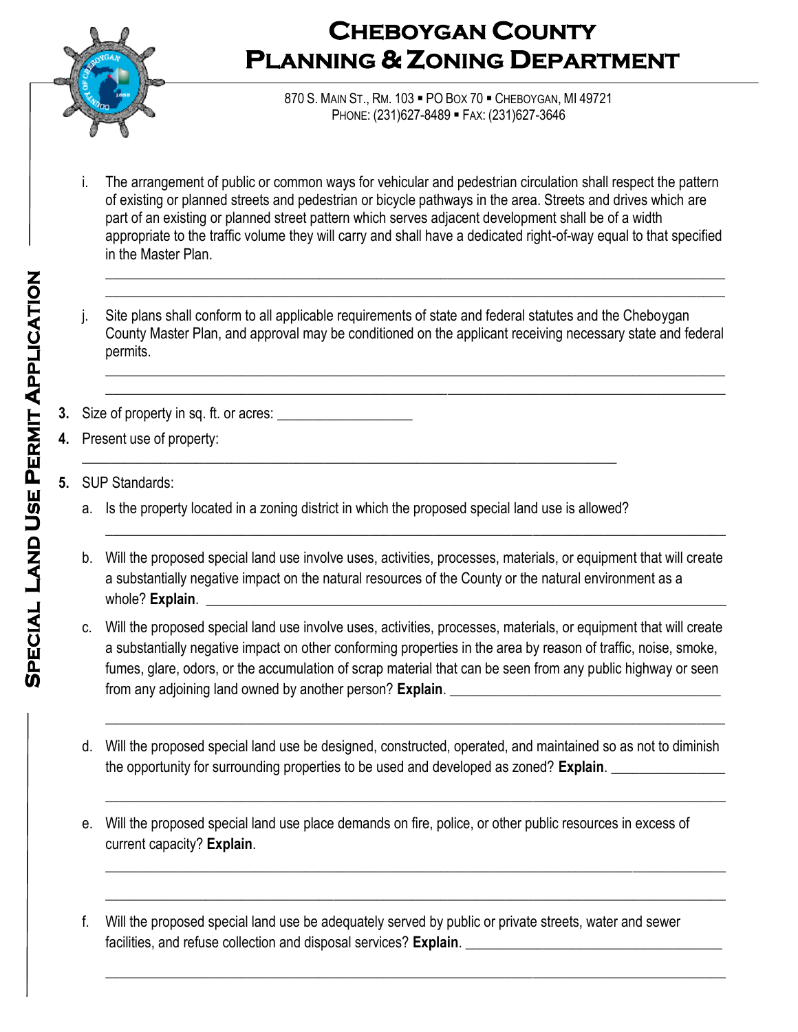i. The arrangement of public or common ways for vehicular and pedestrian circulation shall respect the pattern of existing or planned streets and pedestrian or bicycle pathways in the area. Streets and drives which are part of an existing or planned street pattern which serves adjacent development shall be of a width appropriate to the traffic volume they will carry and shall have a dedicated right-of-way equal to that specified in the Master Plan.

_______________________________________________________________________________

_______________________________________________________________________________

j. Site plans shall conform to all applicable requirements of state and federal statutes and the Cheboygan County Master Plan, and approval may be conditioned on the applicant receiving necessary state and federal permits.

_______________________________________________________________________________

_______________________________________________________________________________

**3.** Size of property in sq. ft. or acres: ___________________

**4.** Present use of property:

_______________________________________________________________________________

**5.** SUP Standards:

a. Is the property located in a zoning district in which the proposed special land use is allowed?

_______________________________________________________________________________

b. Will the proposed special land use involve uses, activities, processes, materials, or equipment that will create a substantially negative impact on the natural resources of the County or the natural environment as a whole? **Explain**. _______________________________________________

c. Will the proposed special land use involve uses, activities, processes, materials, or equipment that will create a substantially negative impact on other conforming properties in the area by reason of traffic, noise, smoke, fumes, glare, odors, or the accumulation of scrap material that can be seen from any public highway or seen from any adjoining land owned by another person? **Explain**. ______________________________________

_______________________________________________________________________________

d. Will the proposed special land use be designed, constructed, operated, and maintained so as not to diminish the opportunity for surrounding properties to be used and developed as zoned? **Explain**. ________________

_______________________________________________________________________________

e. Will the proposed special land use place demands on fire, police, or other public resources in excess of current capacity? **Explain**.

_______________________________________________________________________________

_______________________________________________________________________________

f. Will the proposed special land use be adequately served by public or private streets, water and sewer facilities, and refuse collection and disposal services? **Explain**. ____________________________________

_______________________________________________________________________________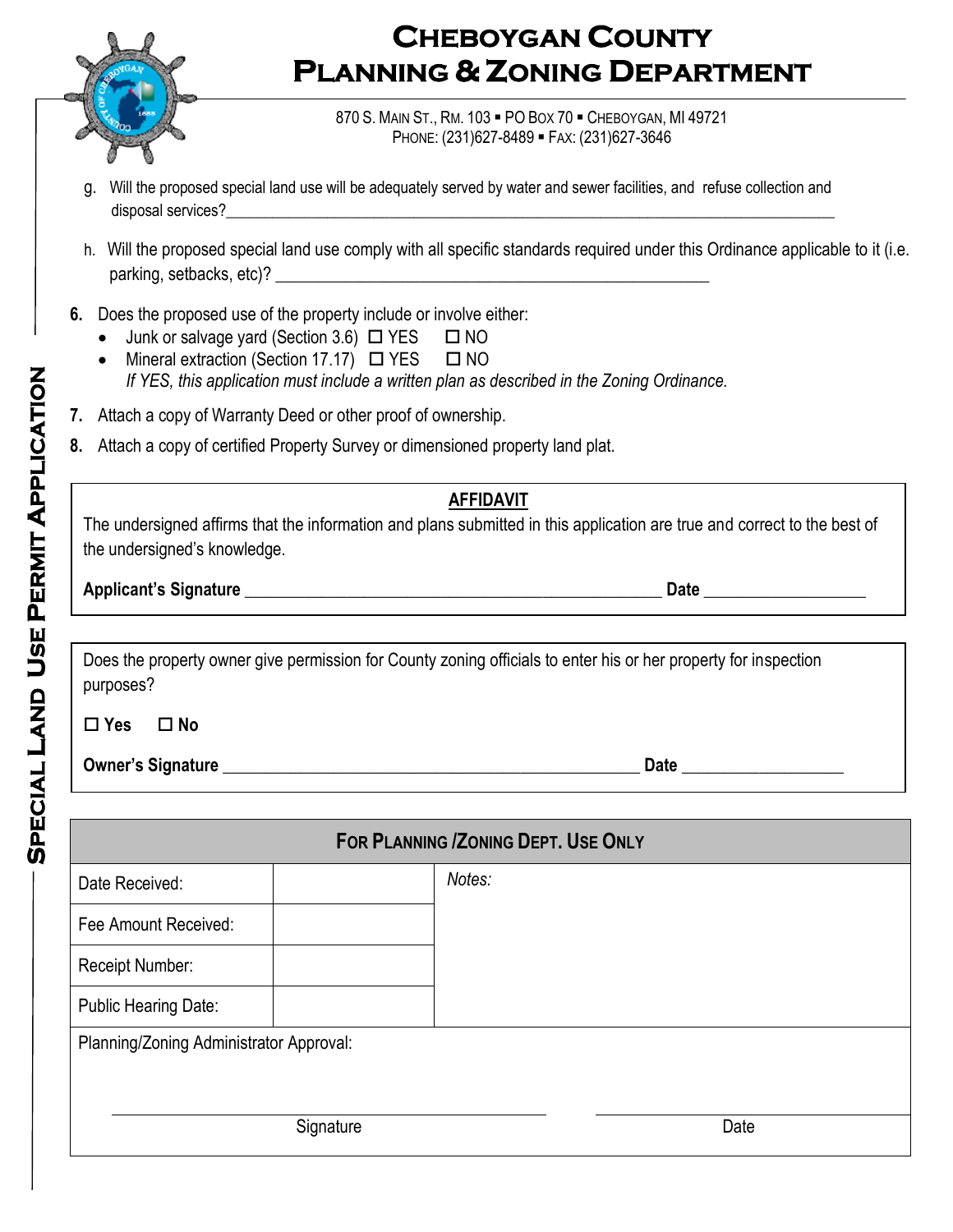# Cheboygan County Planning & Zoning Department

870 S. Main St., Rm. 103 ▪ PO Box 70 ▪ Cheboygan, MI 49721
Phone: (231)627-8489 ▪ Fax: (231)627-3646

g. Will the proposed special land use will be adequately served by water and sewer facilities, and refuse collection and disposal services?\_\_\_\_\_\_\_\_\_\_\_\_\_\_\_\_\_\_\_\_\_\_\_\_\_\_\_\_\_\_\_\_\_\_\_\_\_\_\_\_\_\_\_\_\_\_\_\_\_\_\_\_\_\_

h. Will the proposed special land use comply with all specific standards required under this Ordinance applicable to it (i.e. parking, setbacks, etc)? \_\_\_\_\_\_\_\_\_\_\_\_\_\_\_\_\_\_\_\_\_\_\_\_\_\_\_\_\_\_\_\_\_\_\_\_\_\_\_\_\_\_

**6.** Does the proposed use of the property include or involve either:

- Junk or salvage yard (Section 3.6) ☐ YES ☐ NO
- Mineral extraction (Section 17.17) ☐ YES ☐ NO

*If YES, this application must include a written plan as described in the Zoning Ordinance.*

**7.** Attach a copy of Warranty Deed or other proof of ownership.

**8.** Attach a copy of certified Property Survey or dimensioned property land plat.

**AFFIDAVIT**

The undersigned affirms that the information and plans submitted in this application are true and correct to the best of the undersigned's knowledge.

**Applicant's Signature** \_\_\_\_\_\_\_\_\_\_\_\_\_\_\_\_\_\_\_\_\_\_\_\_\_\_\_\_\_\_\_\_\_\_\_\_\_\_\_\_ **Date** \_\_\_\_\_\_\_\_\_\_\_\_\_\_\_

Does the property owner give permission for County zoning officials to enter his or her property for inspection purposes?

☐ **Yes** ☐ **No**

**Owner's Signature** \_\_\_\_\_\_\_\_\_\_\_\_\_\_\_\_\_\_\_\_\_\_\_\_\_\_\_\_\_\_\_\_\_\_\_\_\_\_\_\_ **Date** \_\_\_\_\_\_\_\_\_\_\_\_\_\_\_

| For Planning /Zoning Dept. Use Only | | |
|---|---|---|
| Date Received: | | *Notes:* |
| Fee Amount Received: | | |
| Receipt Number: | | |
| Public Hearing Date: | | |
| Planning/Zoning Administrator Approval: | | |

Signature \_\_\_\_\_\_\_\_\_\_\_\_\_\_\_\_\_\_\_\_ Date \_\_\_\_\_\_\_\_\_\_\_\_\_\_\_

Special Land Use Permit Application